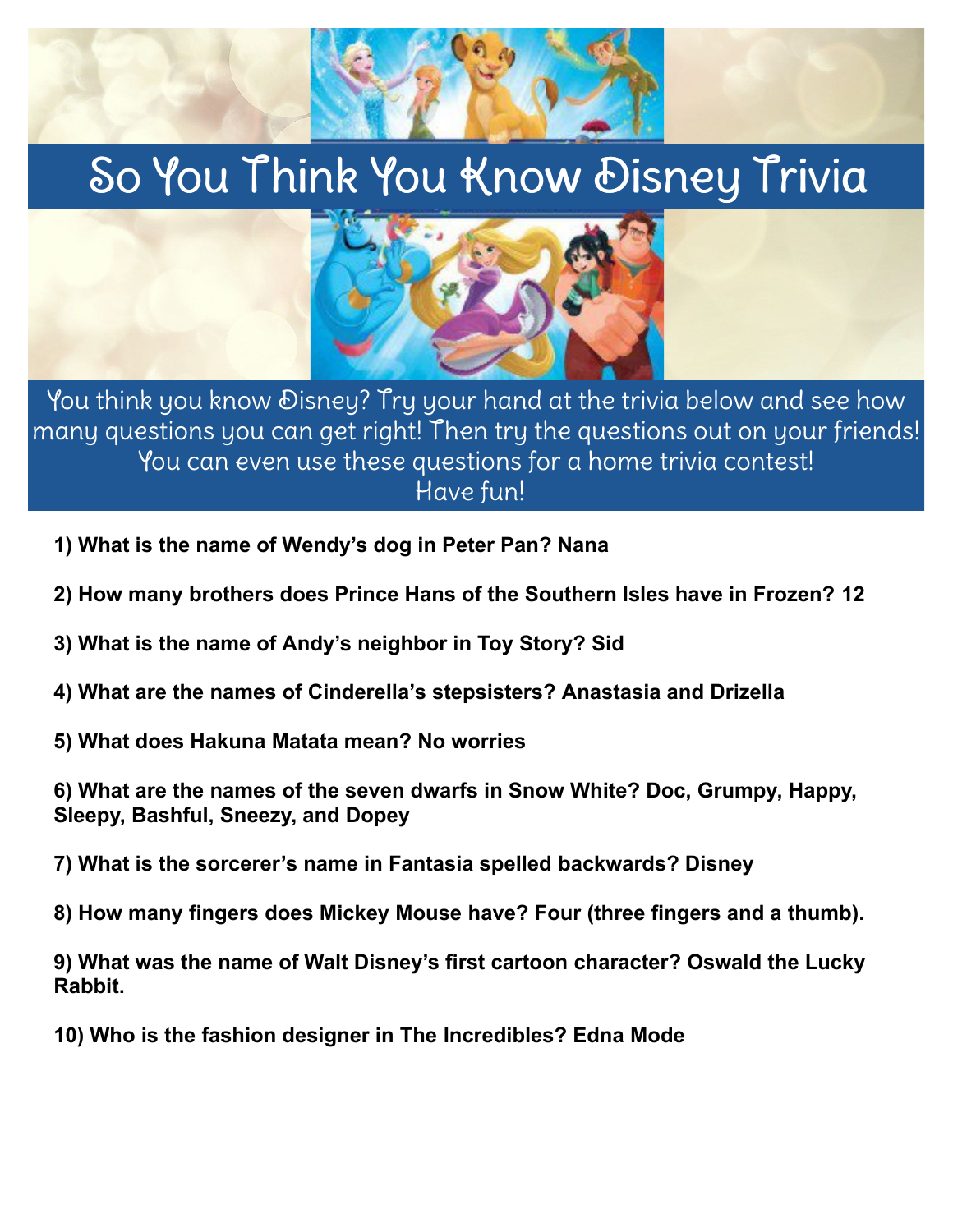# So You Think You Know Disney Trivia

You think you know Disney? Try your hand at the trivia below and see how many questions you can get right! Then try the questions out on your friends! You can even use these questions for a home trivia contest!
Have fun!

**1) What is the name of Wendy's dog in Peter Pan? Nana**

**2) How many brothers does Prince Hans of the Southern Isles have in Frozen? 12**

**3) What is the name of Andy's neighbor in Toy Story? Sid**

**4) What are the names of Cinderella's stepsisters? Anastasia and Drizella**

**5) What does Hakuna Matata mean? No worries**

**6) What are the names of the seven dwarfs in Snow White? Doc, Grumpy, Happy, Sleepy, Bashful, Sneezy, and Dopey**

**7) What is the sorcerer's name in Fantasia spelled backwards? Disney**

**8) How many fingers does Mickey Mouse have? Four (three fingers and a thumb).**

**9) What was the name of Walt Disney's first cartoon character? Oswald the Lucky Rabbit.**

**10) Who is the fashion designer in The Incredibles? Edna Mode**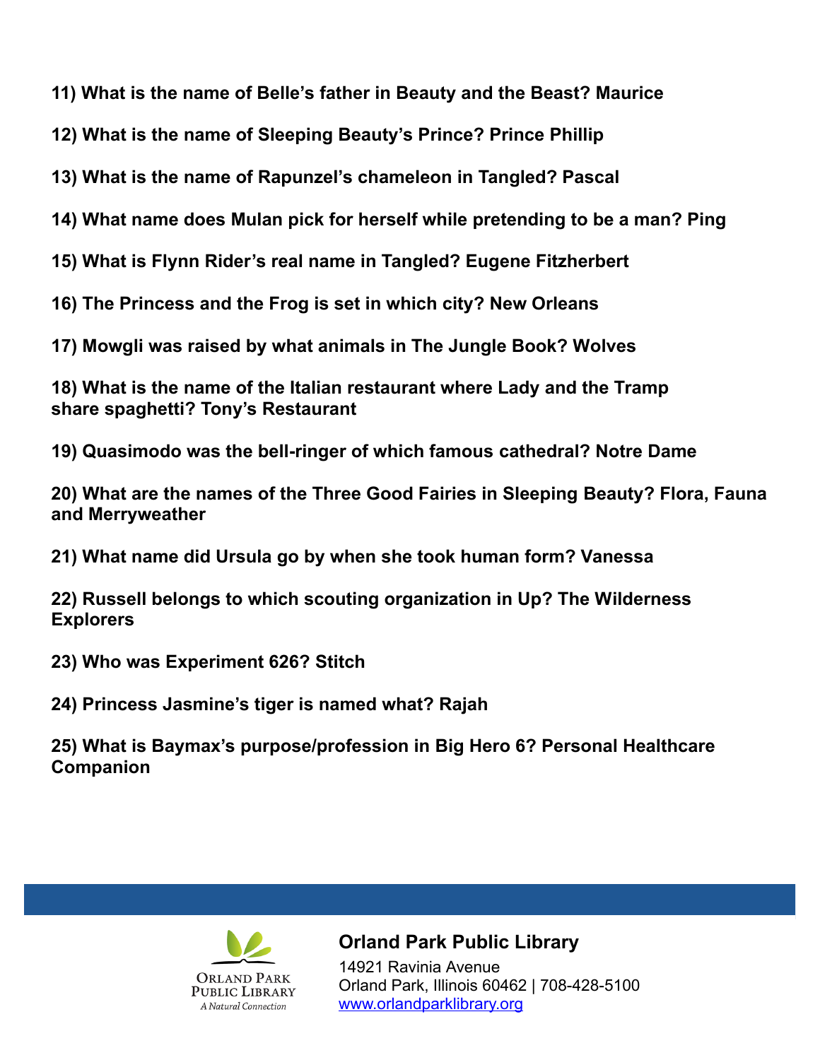**11) What is the name of Belle's father in Beauty and the Beast? Maurice**

**12) What is the name of Sleeping Beauty's Prince? Prince Phillip**

**13) What is the name of Rapunzel's chameleon in Tangled? Pascal**

**14) What name does Mulan pick for herself while pretending to be a man? Ping**

**15) What is Flynn Rider's real name in Tangled? Eugene Fitzherbert**

**16) The Princess and the Frog is set in which city? New Orleans**

**17) Mowgli was raised by what animals in The Jungle Book? Wolves**

**18) What is the name of the Italian restaurant where Lady and the Tramp share spaghetti? Tony's Restaurant**

**19) Quasimodo was the bell-ringer of which famous cathedral? Notre Dame**

**20) What are the names of the Three Good Fairies in Sleeping Beauty? Flora, Fauna and Merryweather**

**21) What name did Ursula go by when she took human form? Vanessa**

**22) Russell belongs to which scouting organization in Up? The Wilderness Explorers**

**23) Who was Experiment 626? Stitch**

**24) Princess Jasmine's tiger is named what? Rajah**

**25) What is Baymax's purpose/profession in Big Hero 6? Personal Healthcare Companion**

Orland Park Public Library
*A Natural Connection*

**Orland Park Public Library**

14921 Ravinia Avenue
Orland Park, Illinois 60462 | 708-428-5100
[www.orlandparklibrary.org](http://www.orlandparklibrary.org)